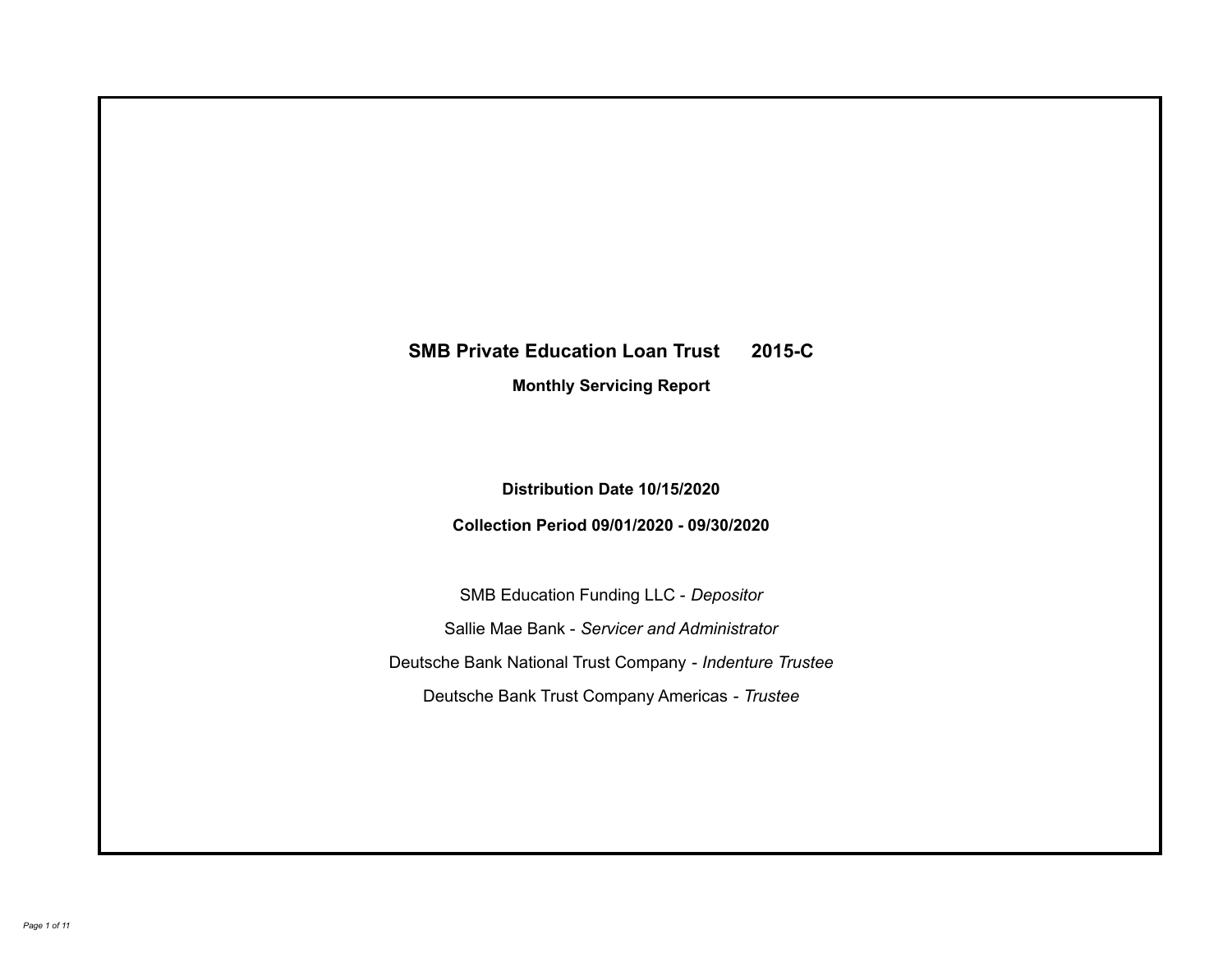# SMB Private Education Loan Trust 2015-C

**Monthly Servicing Report**

**Distribution Date 10/15/2020**

**Collection Period 09/01/2020 - 09/30/2020**

SMB Education Funding LLC - *Depositor*

Sallie Mae Bank - *Servicer and Administrator*

Deutsche Bank National Trust Company - *Indenture Trustee*

Deutsche Bank Trust Company Americas - *Trustee*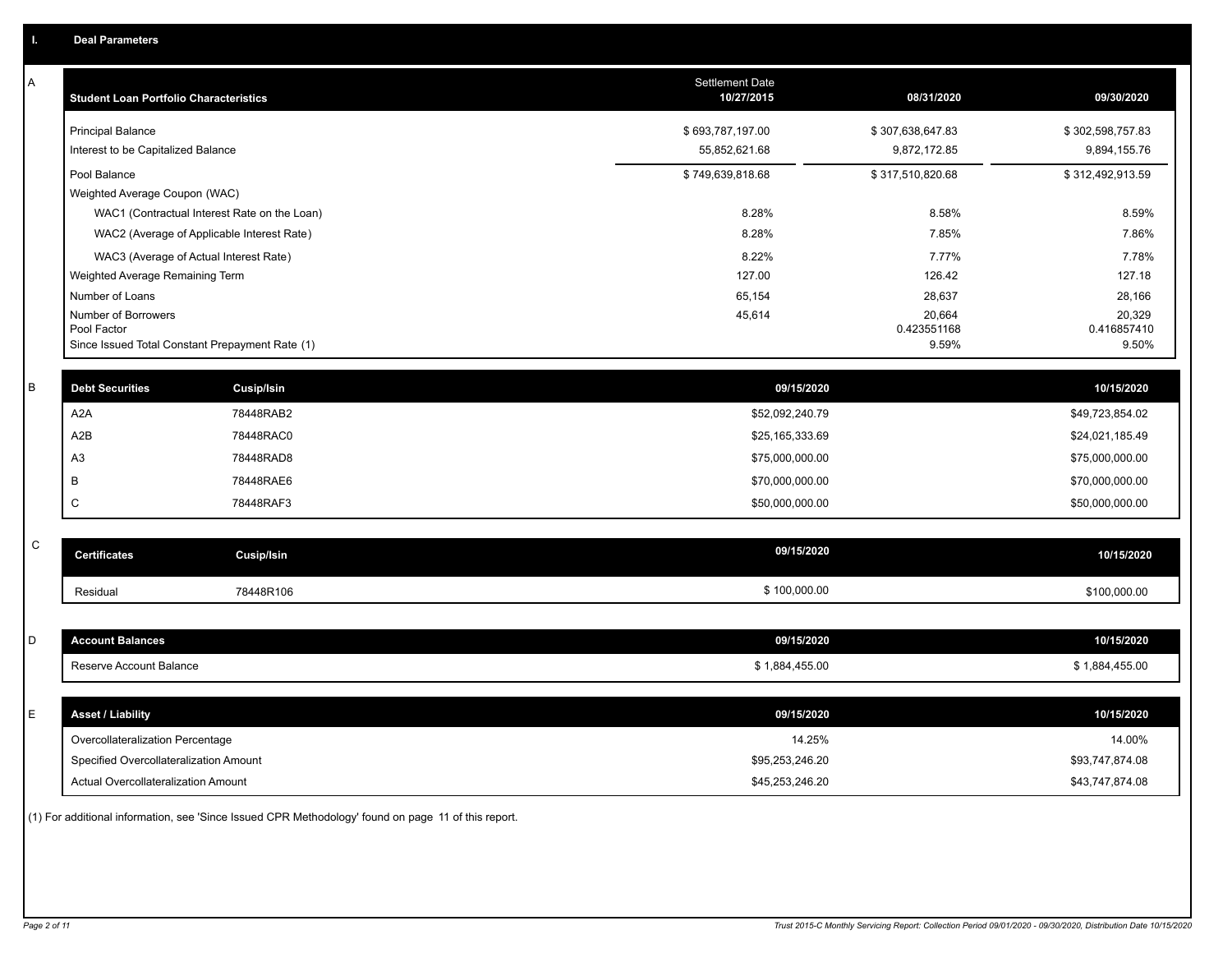## I. Deal Parameters

### A

| Student Loan Portfolio Characteristics | Settlement Date 10/27/2015 | 08/31/2020 | 09/30/2020 |
|---|---|---|---|
| Principal Balance | $ 693,787,197.00 | $ 307,638,647.83 | $ 302,598,757.83 |
| Interest to be Capitalized Balance | 55,852,621.68 | 9,872,172.85 | 9,894,155.76 |
| Pool Balance | $ 749,639,818.68 | $ 317,510,820.68 | $ 312,492,913.59 |
| Weighted Average Coupon (WAC) | | | |
| WAC1 (Contractual Interest Rate on the Loan) | 8.28% | 8.58% | 8.59% |
| WAC2 (Average of Applicable Interest Rate) | 8.28% | 7.85% | 7.86% |
| WAC3 (Average of Actual Interest Rate) | 8.22% | 7.77% | 7.78% |
| Weighted Average Remaining Term | 127.00 | 126.42 | 127.18 |
| Number of Loans | 65,154 | 28,637 | 28,166 |
| Number of Borrowers | 45,614 | 20,664 | 20,329 |
| Pool Factor | | 0.423551168 | 0.416857410 |
| Since Issued Total Constant Prepayment Rate (1) | | 9.59% | 9.50% |

### B

| Debt Securities | Cusip/Isin | 09/15/2020 | 10/15/2020 |
|---|---|---|---|
| A2A | 78448RAB2 | $52,092,240.79 | $49,723,854.02 |
| A2B | 78448RAC0 | $25,165,333.69 | $24,021,185.49 |
| A3 | 78448RAD8 | $75,000,000.00 | $75,000,000.00 |
| B | 78448RAE6 | $70,000,000.00 | $70,000,000.00 |
| C | 78448RAF3 | $50,000,000.00 | $50,000,000.00 |

### C

| Certificates | Cusip/Isin | 09/15/2020 | 10/15/2020 |
|---|---|---|---|
| Residual | 78448R106 | $ 100,000.00 | $100,000.00 |

### D

| Account Balances | 09/15/2020 | 10/15/2020 |
|---|---|---|
| Reserve Account Balance | $ 1,884,455.00 | $ 1,884,455.00 |

### E

| Asset / Liability | 09/15/2020 | 10/15/2020 |
|---|---|---|
| Overcollateralization Percentage | 14.25% | 14.00% |
| Specified Overcollateralization Amount | $95,253,246.20 | $93,747,874.08 |
| Actual Overcollateralization Amount | $45,253,246.20 | $43,747,874.08 |

(1) For additional information, see 'Since Issued CPR Methodology' found on page 11 of this report.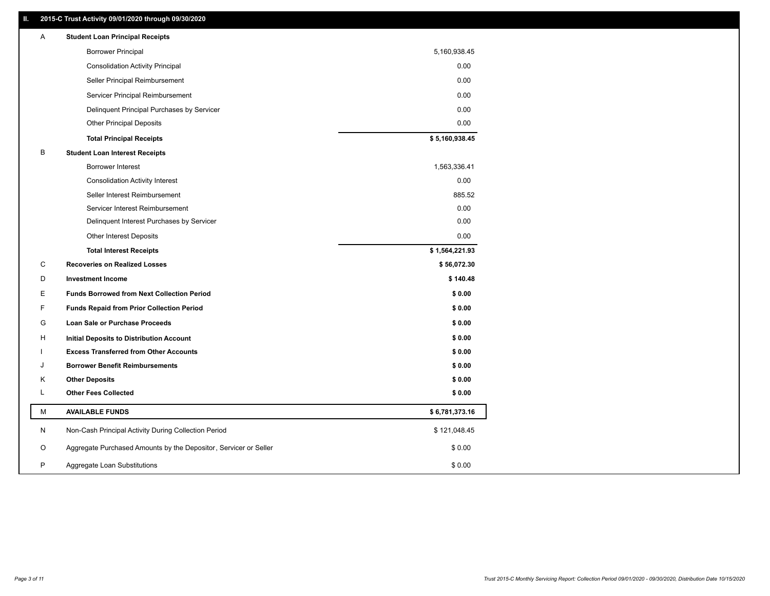## II. 2015-C Trust Activity 09/01/2020 through 09/30/2020

| | | |
|---|---|---|
| A | **Student Loan Principal Receipts** | |
| | Borrower Principal | 5,160,938.45 |
| | Consolidation Activity Principal | 0.00 |
| | Seller Principal Reimbursement | 0.00 |
| | Servicer Principal Reimbursement | 0.00 |
| | Delinquent Principal Purchases by Servicer | 0.00 |
| | Other Principal Deposits | 0.00 |
| | **Total Principal Receipts** | **$ 5,160,938.45** |
| B | **Student Loan Interest Receipts** | |
| | Borrower Interest | 1,563,336.41 |
| | Consolidation Activity Interest | 0.00 |
| | Seller Interest Reimbursement | 885.52 |
| | Servicer Interest Reimbursement | 0.00 |
| | Delinquent Interest Purchases by Servicer | 0.00 |
| | Other Interest Deposits | 0.00 |
| | **Total Interest Receipts** | **$ 1,564,221.93** |
| C | **Recoveries on Realized Losses** | **$ 56,072.30** |
| D | **Investment Income** | **$ 140.48** |
| E | **Funds Borrowed from Next Collection Period** | **$ 0.00** |
| F | **Funds Repaid from Prior Collection Period** | **$ 0.00** |
| G | **Loan Sale or Purchase Proceeds** | **$ 0.00** |
| H | **Initial Deposits to Distribution Account** | **$ 0.00** |
| I | **Excess Transferred from Other Accounts** | **$ 0.00** |
| J | **Borrower Benefit Reimbursements** | **$ 0.00** |
| K | **Other Deposits** | **$ 0.00** |
| L | **Other Fees Collected** | **$ 0.00** |
| M | **AVAILABLE FUNDS** | **$ 6,781,373.16** |
| N | Non-Cash Principal Activity During Collection Period | $ 121,048.45 |
| O | Aggregate Purchased Amounts by the Depositor, Servicer or Seller | $ 0.00 |
| P | Aggregate Loan Substitutions | $ 0.00 |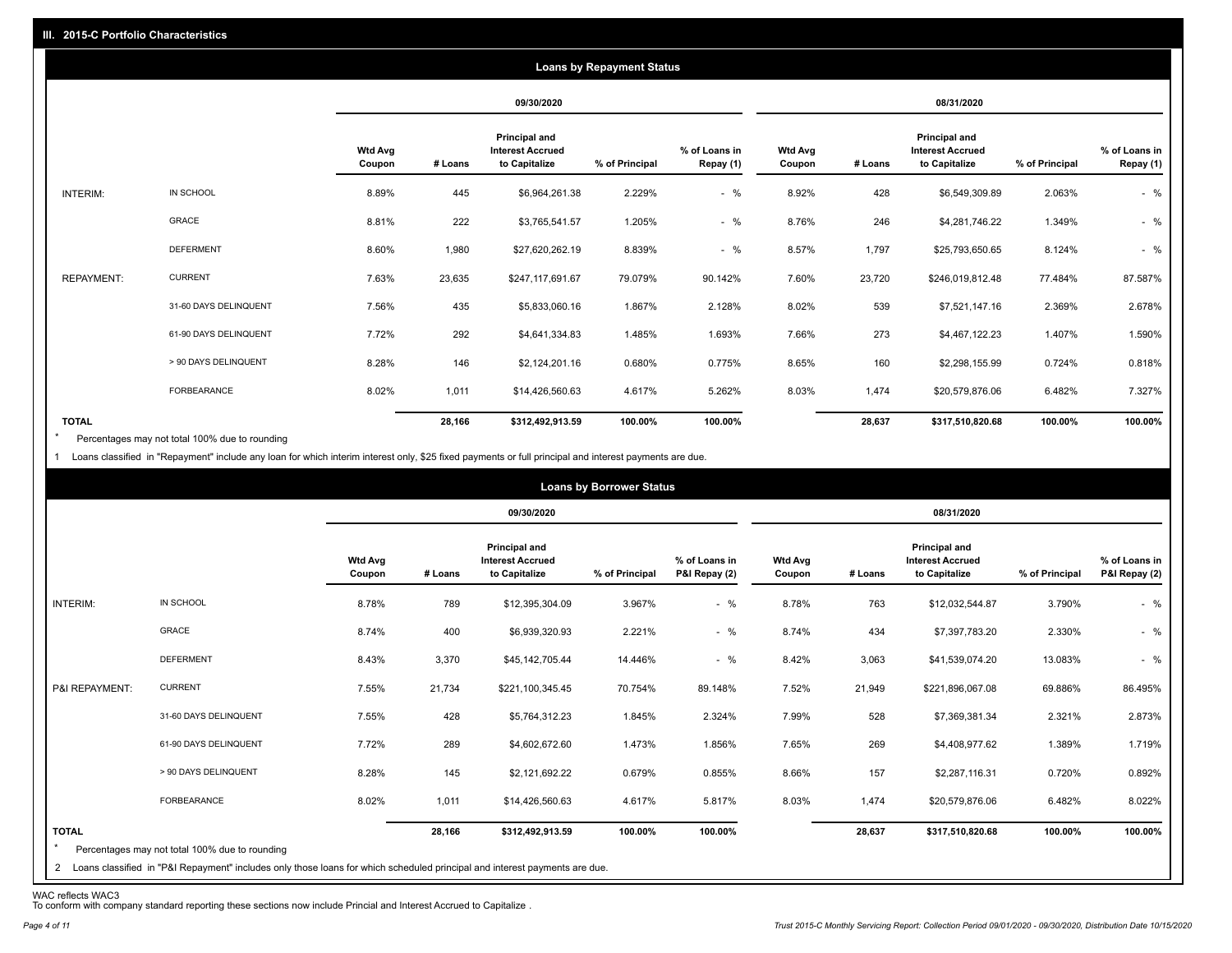## III. 2015-C Portfolio Characteristics

### Loans by Repayment Status

| | | 09/30/2020 | | | | | 08/31/2020 | | | | |
|---|---|---|---|---|---|---|---|---|---|---|---|
| | | Wtd Avg Coupon | # Loans | Principal and Interest Accrued to Capitalize | % of Principal | % of Loans in Repay (1) | Wtd Avg Coupon | # Loans | Principal and Interest Accrued to Capitalize | % of Principal | % of Loans in Repay (1) |
| INTERIM: | IN SCHOOL | 8.89% | 445 | $6,964,261.38 | 2.229% | - % | 8.92% | 428 | $6,549,309.89 | 2.063% | - % |
| | GRACE | 8.81% | 222 | $3,765,541.57 | 1.205% | - % | 8.76% | 246 | $4,281,746.22 | 1.349% | - % |
| | DEFERMENT | 8.60% | 1,980 | $27,620,262.19 | 8.839% | - % | 8.57% | 1,797 | $25,793,650.65 | 8.124% | - % |
| REPAYMENT: | CURRENT | 7.63% | 23,635 | $247,117,691.67 | 79.079% | 90.142% | 7.60% | 23,720 | $246,019,812.48 | 77.484% | 87.587% |
| | 31-60 DAYS DELINQUENT | 7.56% | 435 | $5,833,060.16 | 1.867% | 2.128% | 8.02% | 539 | $7,521,147.16 | 2.369% | 2.678% |
| | 61-90 DAYS DELINQUENT | 7.72% | 292 | $4,641,334.83 | 1.485% | 1.693% | 7.66% | 273 | $4,467,122.23 | 1.407% | 1.590% |
| | > 90 DAYS DELINQUENT | 8.28% | 146 | $2,124,201.16 | 0.680% | 0.775% | 8.65% | 160 | $2,298,155.99 | 0.724% | 0.818% |
| | FORBEARANCE | 8.02% | 1,011 | $14,426,560.63 | 4.617% | 5.262% | 8.03% | 1,474 | $20,579,876.06 | 6.482% | 7.327% |
| TOTAL | | | 28,166 | $312,492,913.59 | 100.00% | 100.00% | | 28,637 | $317,510,820.68 | 100.00% | 100.00% |

\* Percentages may not total 100% due to rounding

1 Loans classified in "Repayment" include any loan for which interim interest only, $25 fixed payments or full principal and interest payments are due.

### Loans by Borrower Status

| | | 09/30/2020 | | | | | 08/31/2020 | | | | |
|---|---|---|---|---|---|---|---|---|---|---|---|
| | | Wtd Avg Coupon | # Loans | Principal and Interest Accrued to Capitalize | % of Principal | % of Loans in P&I Repay (2) | Wtd Avg Coupon | # Loans | Principal and Interest Accrued to Capitalize | % of Principal | % of Loans in P&I Repay (2) |
| INTERIM: | IN SCHOOL | 8.78% | 789 | $12,395,304.09 | 3.967% | - % | 8.78% | 763 | $12,032,544.87 | 3.790% | - % |
| | GRACE | 8.74% | 400 | $6,939,320.93 | 2.221% | - % | 8.74% | 434 | $7,397,783.20 | 2.330% | - % |
| | DEFERMENT | 8.43% | 3,370 | $45,142,705.44 | 14.446% | - % | 8.42% | 3,063 | $41,539,074.20 | 13.083% | - % |
| P&I REPAYMENT: | CURRENT | 7.55% | 21,734 | $221,100,345.45 | 70.754% | 89.148% | 7.52% | 21,949 | $221,896,067.08 | 69.886% | 86.495% |
| | 31-60 DAYS DELINQUENT | 7.55% | 428 | $5,764,312.23 | 1.845% | 2.324% | 7.99% | 528 | $7,369,381.34 | 2.321% | 2.873% |
| | 61-90 DAYS DELINQUENT | 7.72% | 289 | $4,602,672.60 | 1.473% | 1.856% | 7.65% | 269 | $4,408,977.62 | 1.389% | 1.719% |
| | > 90 DAYS DELINQUENT | 8.28% | 145 | $2,121,692.22 | 0.679% | 0.855% | 8.66% | 157 | $2,287,116.31 | 0.720% | 0.892% |
| | FORBEARANCE | 8.02% | 1,011 | $14,426,560.63 | 4.617% | 5.817% | 8.03% | 1,474 | $20,579,876.06 | 6.482% | 8.022% |
| TOTAL | | | 28,166 | $312,492,913.59 | 100.00% | 100.00% | | 28,637 | $317,510,820.68 | 100.00% | 100.00% |

\* Percentages may not total 100% due to rounding

2 Loans classified in "P&I Repayment" includes only those loans for which scheduled principal and interest payments are due.

WAC reflects WAC3

To conform with company standard reporting these sections now include Princial and Interest Accrued to Capitalize .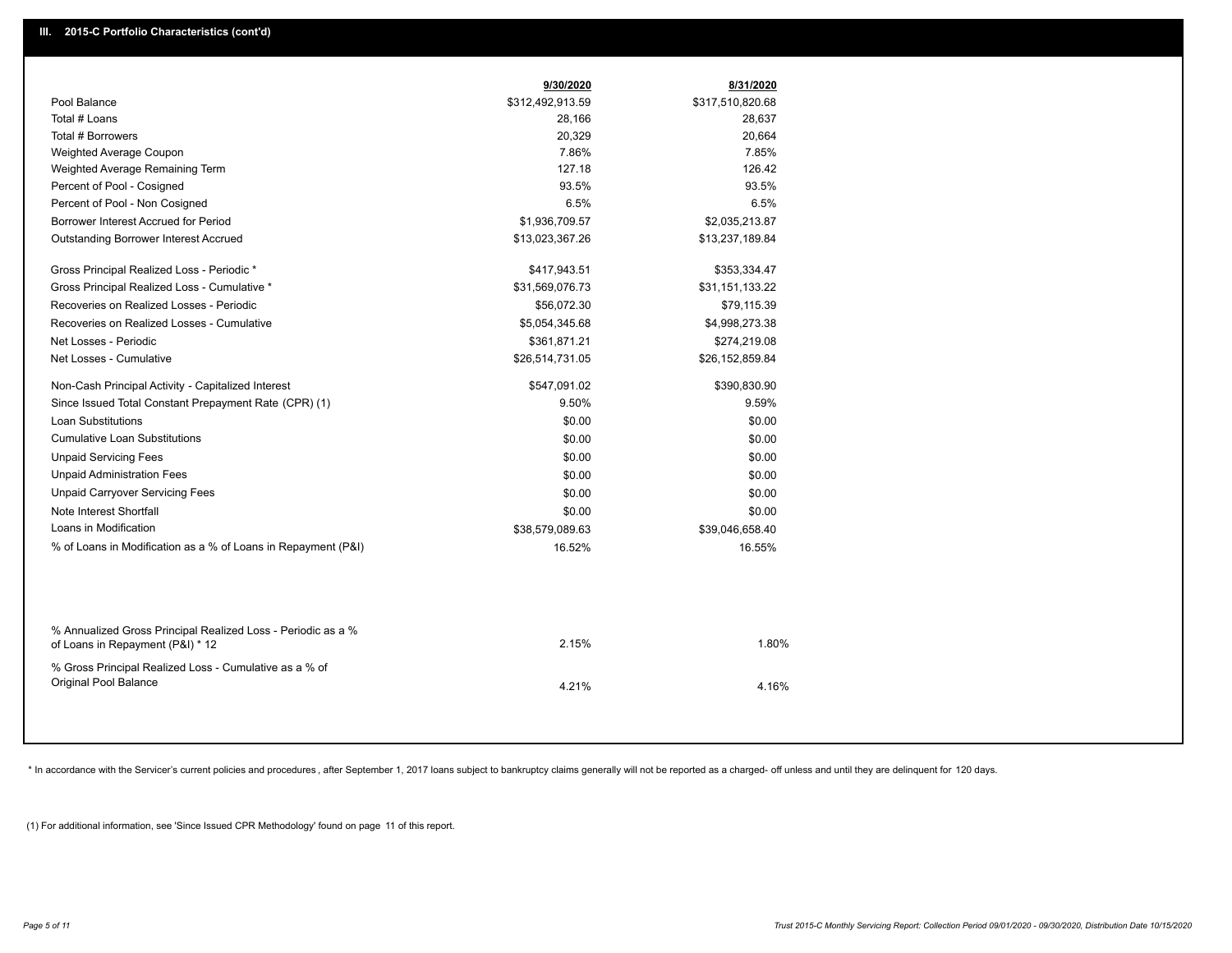## III. 2015-C Portfolio Characteristics (cont'd)

| | 9/30/2020 | 8/31/2020 |
|---|---|---|
| Pool Balance | $312,492,913.59 | $317,510,820.68 |
| Total # Loans | 28,166 | 28,637 |
| Total # Borrowers | 20,329 | 20,664 |
| Weighted Average Coupon | 7.86% | 7.85% |
| Weighted Average Remaining Term | 127.18 | 126.42 |
| Percent of Pool - Cosigned | 93.5% | 93.5% |
| Percent of Pool - Non Cosigned | 6.5% | 6.5% |
| Borrower Interest Accrued for Period | $1,936,709.57 | $2,035,213.87 |
| Outstanding Borrower Interest Accrued | $13,023,367.26 | $13,237,189.84 |
| Gross Principal Realized Loss - Periodic * | $417,943.51 | $353,334.47 |
| Gross Principal Realized Loss - Cumulative * | $31,569,076.73 | $31,151,133.22 |
| Recoveries on Realized Losses - Periodic | $56,072.30 | $79,115.39 |
| Recoveries on Realized Losses - Cumulative | $5,054,345.68 | $4,998,273.38 |
| Net Losses - Periodic | $361,871.21 | $274,219.08 |
| Net Losses - Cumulative | $26,514,731.05 | $26,152,859.84 |
| Non-Cash Principal Activity - Capitalized Interest | $547,091.02 | $390,830.90 |
| Since Issued Total Constant Prepayment Rate (CPR) (1) | 9.50% | 9.59% |
| Loan Substitutions | $0.00 | $0.00 |
| Cumulative Loan Substitutions | $0.00 | $0.00 |
| Unpaid Servicing Fees | $0.00 | $0.00 |
| Unpaid Administration Fees | $0.00 | $0.00 |
| Unpaid Carryover Servicing Fees | $0.00 | $0.00 |
| Note Interest Shortfall | $0.00 | $0.00 |
| Loans in Modification | $38,579,089.63 | $39,046,658.40 |
| % of Loans in Modification as a % of Loans in Repayment (P&I) | 16.52% | 16.55% |
| % Annualized Gross Principal Realized Loss - Periodic as a % of Loans in Repayment (P&I) * 12 | 2.15% | 1.80% |
| % Gross Principal Realized Loss - Cumulative as a % of Original Pool Balance | 4.21% | 4.16% |

* In accordance with the Servicer's current policies and procedures, after September 1, 2017 loans subject to bankruptcy claims generally will not be reported as a charged- off unless and until they are delinquent for 120 days.

(1) For additional information, see 'Since Issued CPR Methodology' found on page 11 of this report.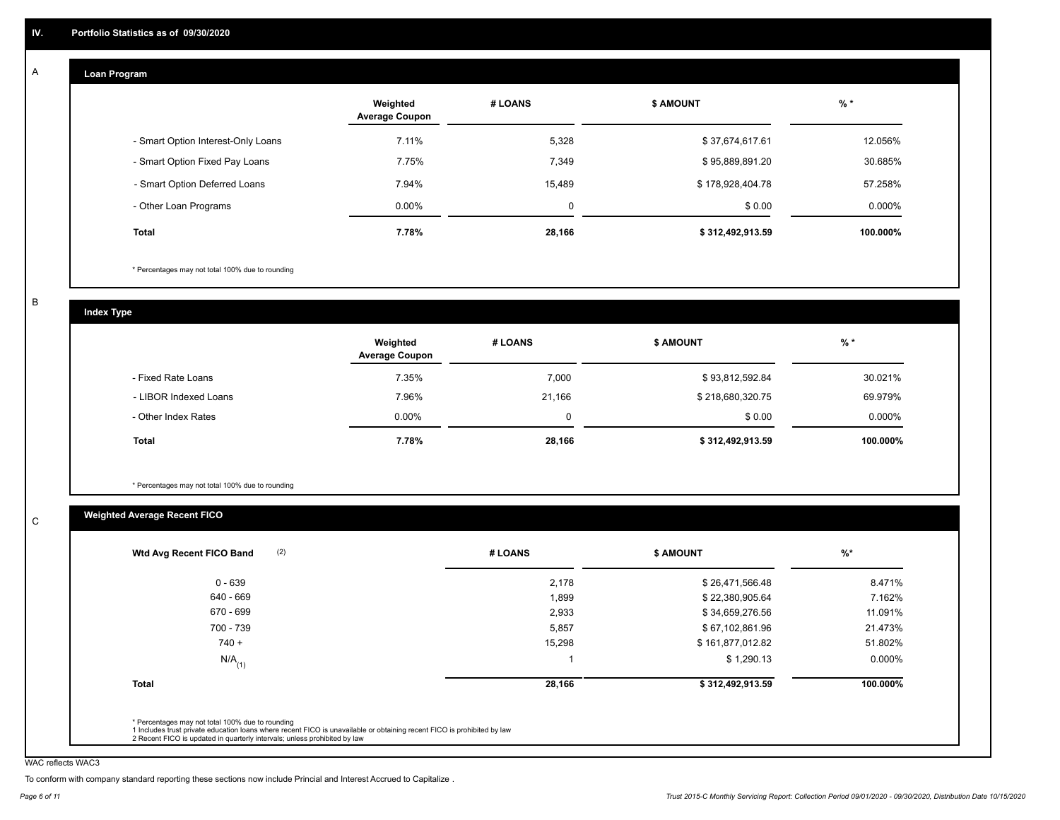## IV. Portfolio Statistics as of 09/30/2020

### A Loan Program

| | Weighted Average Coupon | # LOANS | $ AMOUNT | % * |
|---|---|---|---|---|
| - Smart Option Interest-Only Loans | 7.11% | 5,328 | $ 37,674,617.61 | 12.056% |
| - Smart Option Fixed Pay Loans | 7.75% | 7,349 | $ 95,889,891.20 | 30.685% |
| - Smart Option Deferred Loans | 7.94% | 15,489 | $ 178,928,404.78 | 57.258% |
| - Other Loan Programs | 0.00% | 0 | $ 0.00 | 0.000% |
| **Total** | **7.78%** | **28,166** | **$ 312,492,913.59** | **100.000%** |

* Percentages may not total 100% due to rounding

### B Index Type

| | Weighted Average Coupon | # LOANS | $ AMOUNT | % * |
|---|---|---|---|---|
| - Fixed Rate Loans | 7.35% | 7,000 | $ 93,812,592.84 | 30.021% |
| - LIBOR Indexed Loans | 7.96% | 21,166 | $ 218,680,320.75 | 69.979% |
| - Other Index Rates | 0.00% | 0 | $ 0.00 | 0.000% |
| **Total** | **7.78%** | **28,166** | **$ 312,492,913.59** | **100.000%** |

* Percentages may not total 100% due to rounding

### C Weighted Average Recent FICO

| Wtd Avg Recent FICO Band (2) | # LOANS | $ AMOUNT | %* |
|---|---|---|---|
| 0 - 639 | 2,178 | $ 26,471,566.48 | 8.471% |
| 640 - 669 | 1,899 | $ 22,380,905.64 | 7.162% |
| 670 - 699 | 2,933 | $ 34,659,276.56 | 11.091% |
| 700 - 739 | 5,857 | $ 67,102,861.96 | 21.473% |
| 740 + | 15,298 | $ 161,877,012.82 | 51.802% |
| N/A (1) | 1 | $ 1,290.13 | 0.000% |
| **Total** | **28,166** | **$ 312,492,913.59** | **100.000%** |

* Percentages may not total 100% due to rounding
1 Includes trust private education loans where recent FICO is unavailable or obtaining recent FICO is prohibited by law
2 Recent FICO is updated in quarterly intervals; unless prohibited by law

WAC reflects WAC3

To conform with company standard reporting these sections now include Princial and Interest Accrued to Capitalize .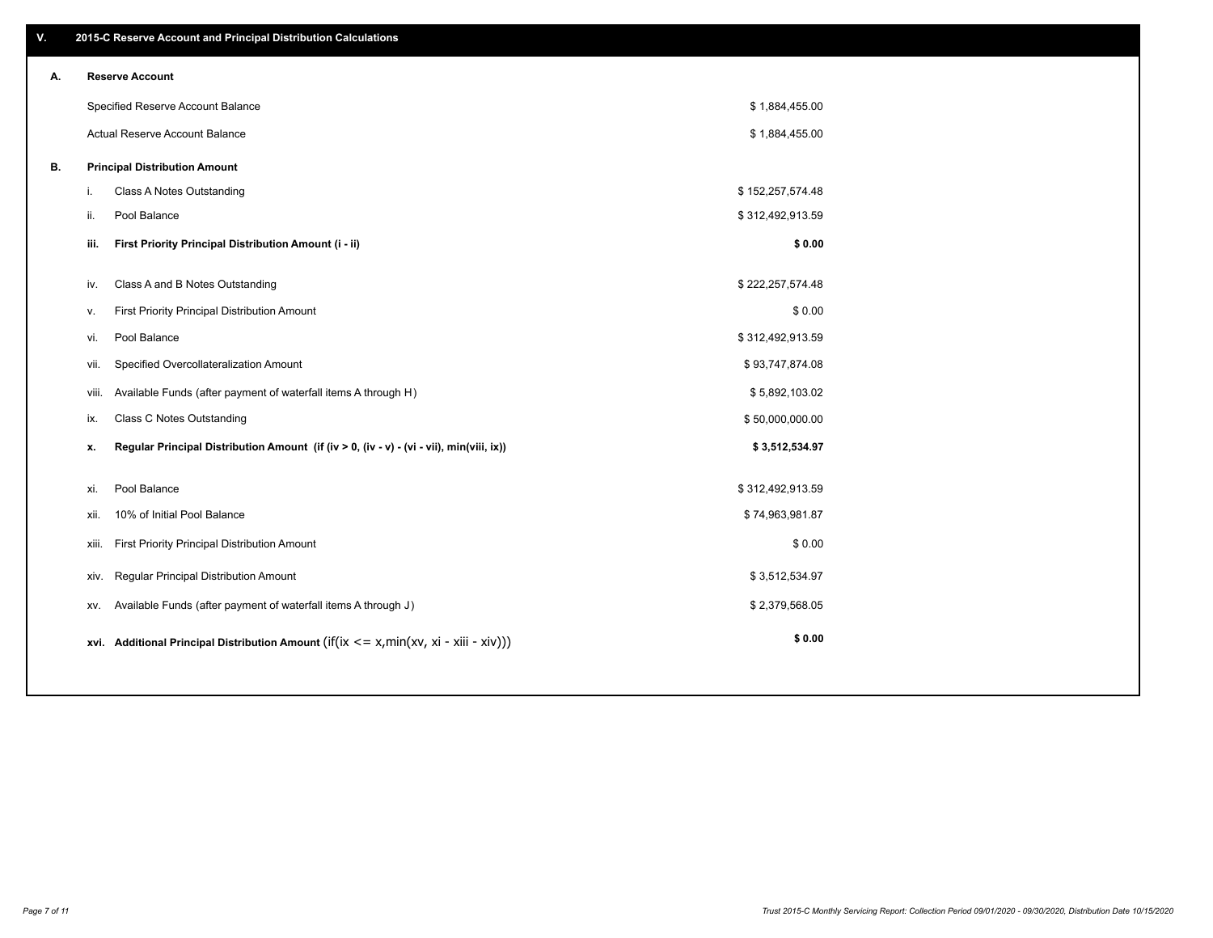## V. 2015-C Reserve Account and Principal Distribution Calculations

### A. Reserve Account

| | |
|---|---|
| Specified Reserve Account Balance | $ 1,884,455.00 |
| Actual Reserve Account Balance | $ 1,884,455.00 |

### B. Principal Distribution Amount

| | | |
|---|---|---|
| i. | Class A Notes Outstanding | $ 152,257,574.48 |
| ii. | Pool Balance | $ 312,492,913.59 |
| **iii.** | **First Priority Principal Distribution Amount (i - ii)** | **$ 0.00** |
| iv. | Class A and B Notes Outstanding | $ 222,257,574.48 |
| v. | First Priority Principal Distribution Amount | $ 0.00 |
| vi. | Pool Balance | $ 312,492,913.59 |
| vii. | Specified Overcollateralization Amount | $ 93,747,874.08 |
| viii. | Available Funds (after payment of waterfall items A through H) | $ 5,892,103.02 |
| ix. | Class C Notes Outstanding | $ 50,000,000.00 |
| **x.** | **Regular Principal Distribution Amount (if (iv > 0, (iv - v) - (vi - vii), min(viii, ix))** | **$ 3,512,534.97** |
| xi. | Pool Balance | $ 312,492,913.59 |
| xii. | 10% of Initial Pool Balance | $ 74,963,981.87 |
| xiii. | First Priority Principal Distribution Amount | $ 0.00 |
| xiv. | Regular Principal Distribution Amount | $ 3,512,534.97 |
| xv. | Available Funds (after payment of waterfall items A through J) | $ 2,379,568.05 |
| **xvi.** | **Additional Principal Distribution Amount** (if(ix <= x,min(xv, xi - xiii - xiv))) | **$ 0.00** |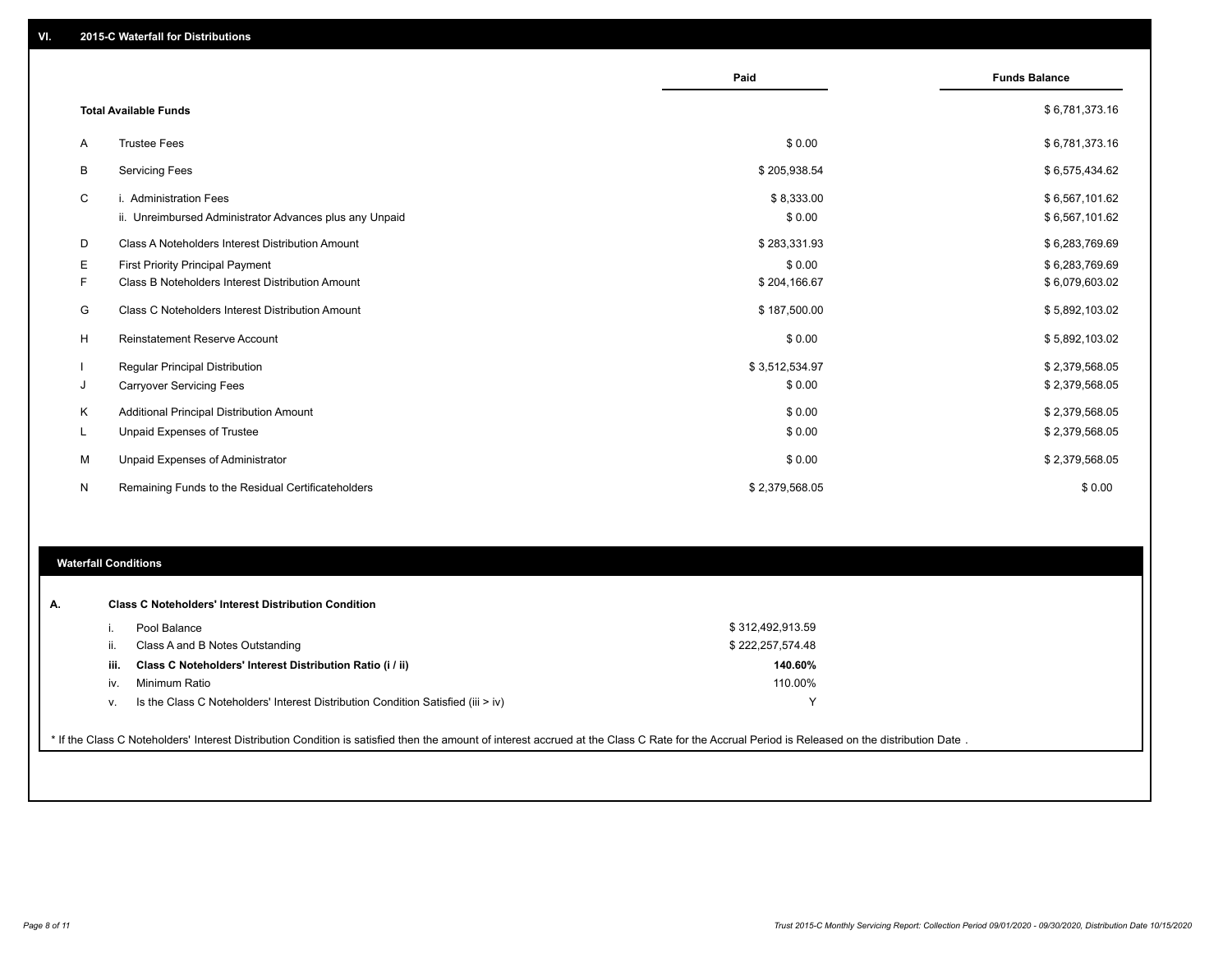## VI. 2015-C Waterfall for Distributions

| | | Paid | Funds Balance |
|---|---|---|---|
| | **Total Available Funds** | | $ 6,781,373.16 |
| A | Trustee Fees | $ 0.00 | $ 6,781,373.16 |
| B | Servicing Fees | $ 205,938.54 | $ 6,575,434.62 |
| C | i. Administration Fees | $ 8,333.00 | $ 6,567,101.62 |
| | ii. Unreimbursed Administrator Advances plus any Unpaid | $ 0.00 | $ 6,567,101.62 |
| D | Class A Noteholders Interest Distribution Amount | $ 283,331.93 | $ 6,283,769.69 |
| E | First Priority Principal Payment | $ 0.00 | $ 6,283,769.69 |
| F | Class B Noteholders Interest Distribution Amount | $ 204,166.67 | $ 6,079,603.02 |
| G | Class C Noteholders Interest Distribution Amount | $ 187,500.00 | $ 5,892,103.02 |
| H | Reinstatement Reserve Account | $ 0.00 | $ 5,892,103.02 |
| I | Regular Principal Distribution | $ 3,512,534.97 | $ 2,379,568.05 |
| J | Carryover Servicing Fees | $ 0.00 | $ 2,379,568.05 |
| K | Additional Principal Distribution Amount | $ 0.00 | $ 2,379,568.05 |
| L | Unpaid Expenses of Trustee | $ 0.00 | $ 2,379,568.05 |
| M | Unpaid Expenses of Administrator | $ 0.00 | $ 2,379,568.05 |
| N | Remaining Funds to the Residual Certificateholders | $ 2,379,568.05 | $ 0.00 |

## Waterfall Conditions

**A. Class C Noteholders' Interest Distribution Condition**

| | | |
|---|---|---|
| i. | Pool Balance | $ 312,492,913.59 |
| ii. | Class A and B Notes Outstanding | $ 222,257,574.48 |
| **iii.** | **Class C Noteholders' Interest Distribution Ratio (i / ii)** | **140.60%** |
| iv. | Minimum Ratio | 110.00% |
| v. | Is the Class C Noteholders' Interest Distribution Condition Satisfied (iii > iv) | Y |

* If the Class C Noteholders' Interest Distribution Condition is satisfied then the amount of interest accrued at the Class C Rate for the Accrual Period is Released on the distribution Date .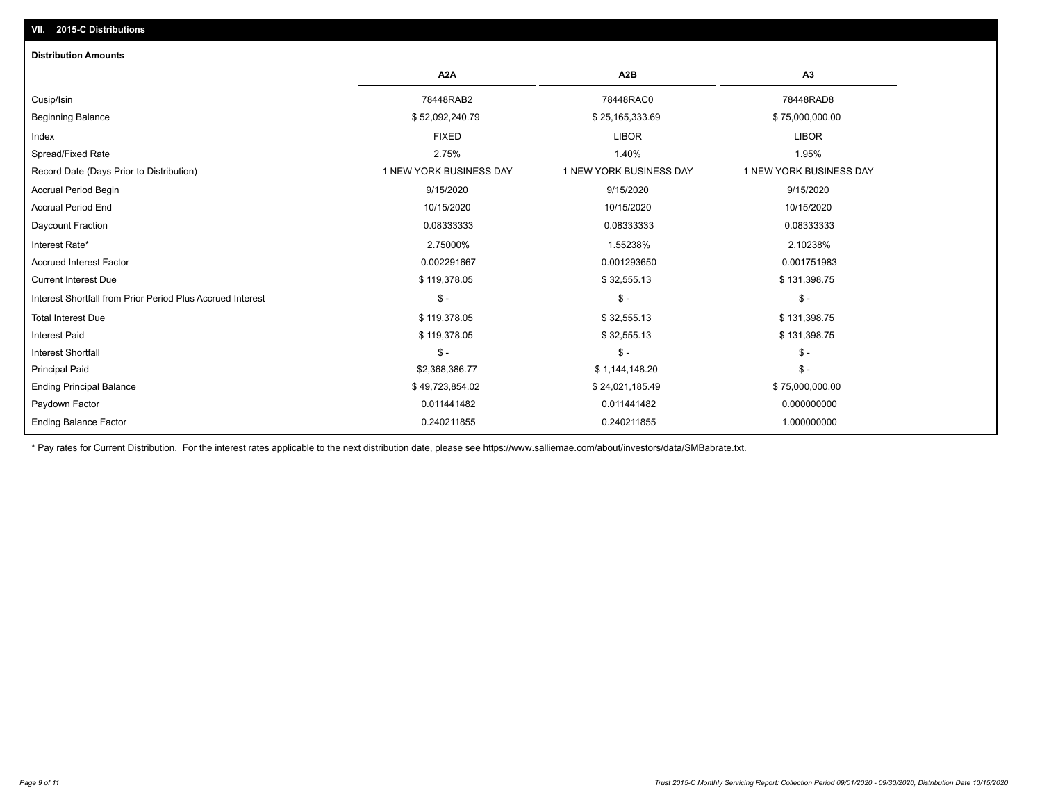## VII. 2015-C Distributions

### Distribution Amounts

| | A2A | A2B | A3 |
|---|---|---|---|
| Cusip/Isin | 78448RAB2 | 78448RAC0 | 78448RAD8 |
| Beginning Balance | $ 52,092,240.79 | $ 25,165,333.69 | $ 75,000,000.00 |
| Index | FIXED | LIBOR | LIBOR |
| Spread/Fixed Rate | 2.75% | 1.40% | 1.95% |
| Record Date (Days Prior to Distribution) | 1 NEW YORK BUSINESS DAY | 1 NEW YORK BUSINESS DAY | 1 NEW YORK BUSINESS DAY |
| Accrual Period Begin | 9/15/2020 | 9/15/2020 | 9/15/2020 |
| Accrual Period End | 10/15/2020 | 10/15/2020 | 10/15/2020 |
| Daycount Fraction | 0.08333333 | 0.08333333 | 0.08333333 |
| Interest Rate* | 2.75000% | 1.55238% | 2.10238% |
| Accrued Interest Factor | 0.002291667 | 0.001293650 | 0.001751983 |
| Current Interest Due | $ 119,378.05 | $ 32,555.13 | $ 131,398.75 |
| Interest Shortfall from Prior Period Plus Accrued Interest | $ - | $ - | $ - |
| Total Interest Due | $ 119,378.05 | $ 32,555.13 | $ 131,398.75 |
| Interest Paid | $ 119,378.05 | $ 32,555.13 | $ 131,398.75 |
| Interest Shortfall | $ - | $ - | $ - |
| Principal Paid | $2,368,386.77 | $ 1,144,148.20 | $ - |
| Ending Principal Balance | $ 49,723,854.02 | $ 24,021,185.49 | $ 75,000,000.00 |
| Paydown Factor | 0.011441482 | 0.011441482 | 0.000000000 |
| Ending Balance Factor | 0.240211855 | 0.240211855 | 1.000000000 |

* Pay rates for Current Distribution. For the interest rates applicable to the next distribution date, please see https://www.salliemae.com/about/investors/data/SMBabrate.txt.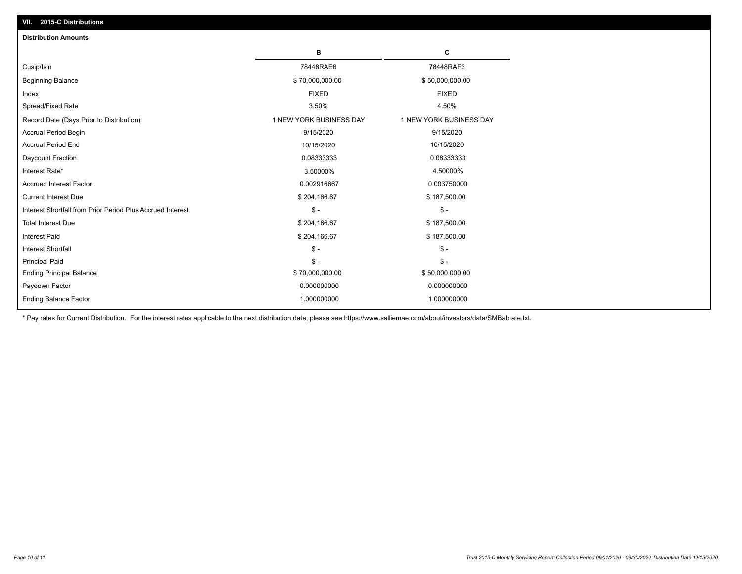## VII. 2015-C Distributions

### Distribution Amounts

| | B | C |
|---|---|---|
| Cusip/Isin | 78448RAE6 | 78448RAF3 |
| Beginning Balance | $ 70,000,000.00 | $ 50,000,000.00 |
| Index | FIXED | FIXED |
| Spread/Fixed Rate | 3.50% | 4.50% |
| Record Date (Days Prior to Distribution) | 1 NEW YORK BUSINESS DAY | 1 NEW YORK BUSINESS DAY |
| Accrual Period Begin | 9/15/2020 | 9/15/2020 |
| Accrual Period End | 10/15/2020 | 10/15/2020 |
| Daycount Fraction | 0.08333333 | 0.08333333 |
| Interest Rate* | 3.50000% | 4.50000% |
| Accrued Interest Factor | 0.002916667 | 0.003750000 |
| Current Interest Due | $ 204,166.67 | $ 187,500.00 |
| Interest Shortfall from Prior Period Plus Accrued Interest | $ - | $ - |
| Total Interest Due | $ 204,166.67 | $ 187,500.00 |
| Interest Paid | $ 204,166.67 | $ 187,500.00 |
| Interest Shortfall | $ - | $ - |
| Principal Paid | $ - | $ - |
| Ending Principal Balance | $ 70,000,000.00 | $ 50,000,000.00 |
| Paydown Factor | 0.000000000 | 0.000000000 |
| Ending Balance Factor | 1.000000000 | 1.000000000 |

* Pay rates for Current Distribution. For the interest rates applicable to the next distribution date, please see https://www.salliemae.com/about/investors/data/SMBabrate.txt.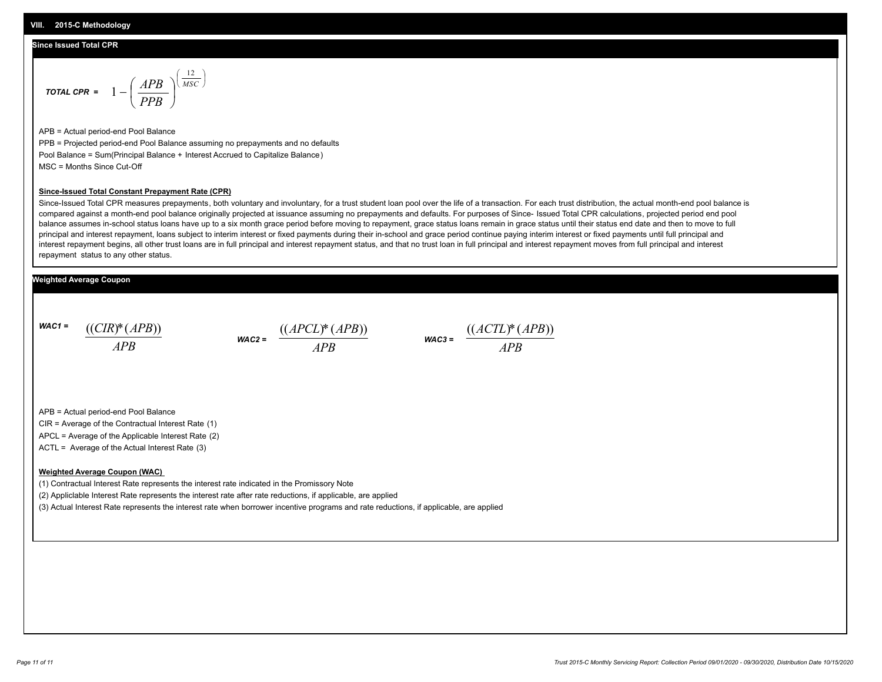## VIII. 2015-C Methodology

### Since Issued Total CPR

$$\textbf{TOTAL CPR} = 1 - \left(\frac{APB}{PPB}\right)^{\left(\frac{12}{MSC}\right)}$$

APB = Actual period-end Pool Balance

PPB = Projected period-end Pool Balance assuming no prepayments and no defaults

Pool Balance = Sum(Principal Balance + Interest Accrued to Capitalize Balance)

MSC = Months Since Cut-Off

**Since-Issued Total Constant Prepayment Rate (CPR)**

Since-Issued Total CPR measures prepayments, both voluntary and involuntary, for a trust student loan pool over the life of a transaction. For each trust distribution, the actual month-end pool balance is compared against a month-end pool balance originally projected at issuance assuming no prepayments and defaults. For purposes of Since- Issued Total CPR calculations, projected period end pool balance assumes in-school status loans have up to a six month grace period before moving to repayment, grace status loans remain in grace status until their status end date and then to move to full principal and interest repayment, loans subject to interim interest or fixed payments during their in-school and grace period continue paying interim interest or fixed payments until full principal and interest repayment begins, all other trust loans are in full principal and interest repayment status, and that no trust loan in full principal and interest repayment moves from full principal and interest repayment status to any other status.

### Weighted Average Coupon

$$\textbf{WAC1} = \frac{((CIR)^*(APB))}{APB} \qquad \textbf{WAC2} = \frac{((APCL)^*(APB))}{APB} \qquad \textbf{WAC3} = \frac{((ACTL)^*(APB))}{APB}$$

APB = Actual period-end Pool Balance

CIR = Average of the Contractual Interest Rate (1)

APCL = Average of the Applicable Interest Rate (2)

ACTL = Average of the Actual Interest Rate (3)

**Weighted Average Coupon (WAC)**

(1) Contractual Interest Rate represents the interest rate indicated in the Promissory Note

(2) Appliclable Interest Rate represents the interest rate after rate reductions, if applicable, are applied

(3) Actual Interest Rate represents the interest rate when borrower incentive programs and rate reductions, if applicable, are applied